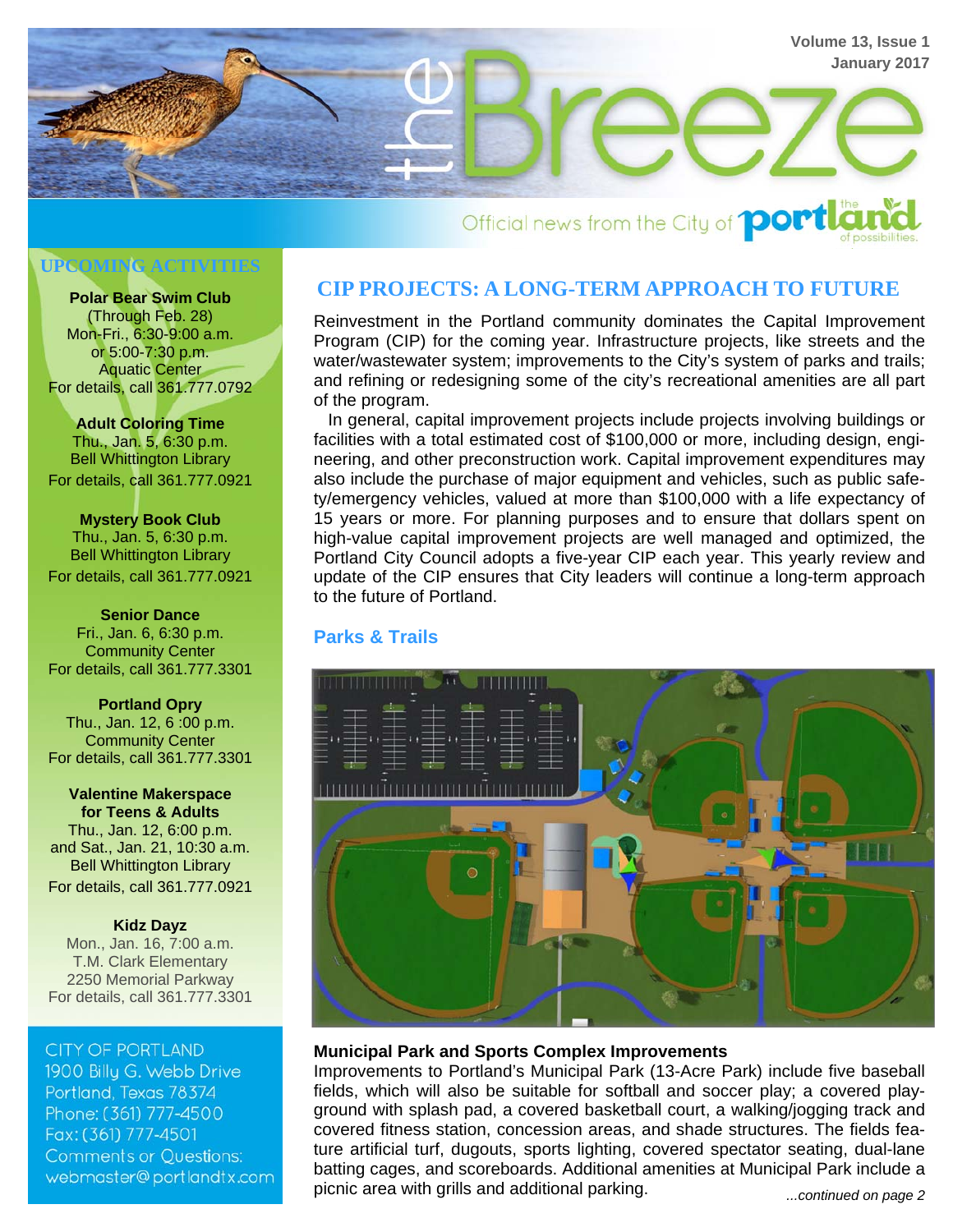# the Breeze

Official news from the City of portland — the land of possibilities

## UPCOMING ACTIVITIES

**Polar Bear Swim Club**
(Through Feb. 28)
Mon-Fri., 6:30-9:00 a.m.
or 5:00-7:30 p.m.
Aquatic Center
For details, call 361.777.0792

**Adult Coloring Time**
Thu., Jan. 5, 6:30 p.m.
Bell Whittington Library
For details, call 361.777.0921

**Mystery Book Club**
Thu., Jan. 5, 6:30 p.m.
Bell Whittington Library
For details, call 361.777.0921

**Senior Dance**
Fri., Jan. 6, 6:30 p.m.
Community Center
For details, call 361.777.3301

**Portland Opry**
Thu., Jan. 12, 6 :00 p.m.
Community Center
For details, call 361.777.3301

**Valentine Makerspace for Teens & Adults**
Thu., Jan. 12, 6:00 p.m.
and Sat., Jan. 21, 10:30 a.m.
Bell Whittington Library
For details, call 361.777.0921

**Kidz Dayz**
Mon., Jan. 16, 7:00 a.m.
T.M. Clark Elementary
2250 Memorial Parkway
For details, call 361.777.3301

CITY OF PORTLAND
1900 Billy G. Webb Drive
Portland, Texas 78374
Phone: (361) 777-4500
Fax: (361) 777-4501
Comments or Questions:
webmaster@portlandtx.com

## CIP PROJECTS: A LONG-TERM APPROACH TO FUTURE

Reinvestment in the Portland community dominates the Capital Improvement Program (CIP) for the coming year. Infrastructure projects, like streets and the water/wastewater system; improvements to the City's system of parks and trails; and refining or redesigning some of the city's recreational amenities are all part of the program.

In general, capital improvement projects include projects involving buildings or facilities with a total estimated cost of $100,000 or more, including design, engineering, and other preconstruction work. Capital improvement expenditures may also include the purchase of major equipment and vehicles, such as public safety/emergency vehicles, valued at more than $100,000 with a life expectancy of 15 years or more. For planning purposes and to ensure that dollars spent on high-value capital improvement projects are well managed and optimized, the Portland City Council adopts a five-year CIP each year. This yearly review and update of the CIP ensures that City leaders will continue a long-term approach to the future of Portland.

### Parks & Trails

**Municipal Park and Sports Complex Improvements**

Improvements to Portland's Municipal Park (13-Acre Park) include five baseball fields, which will also be suitable for softball and soccer play; a covered playground with splash pad, a covered basketball court, a walking/jogging track and covered fitness station, concession areas, and shade structures. The fields feature artificial turf, dugouts, sports lighting, covered spectator seating, dual-lane batting cages, and scoreboards. Additional amenities at Municipal Park include a picnic area with grills and additional parking.

*...continued on page 2*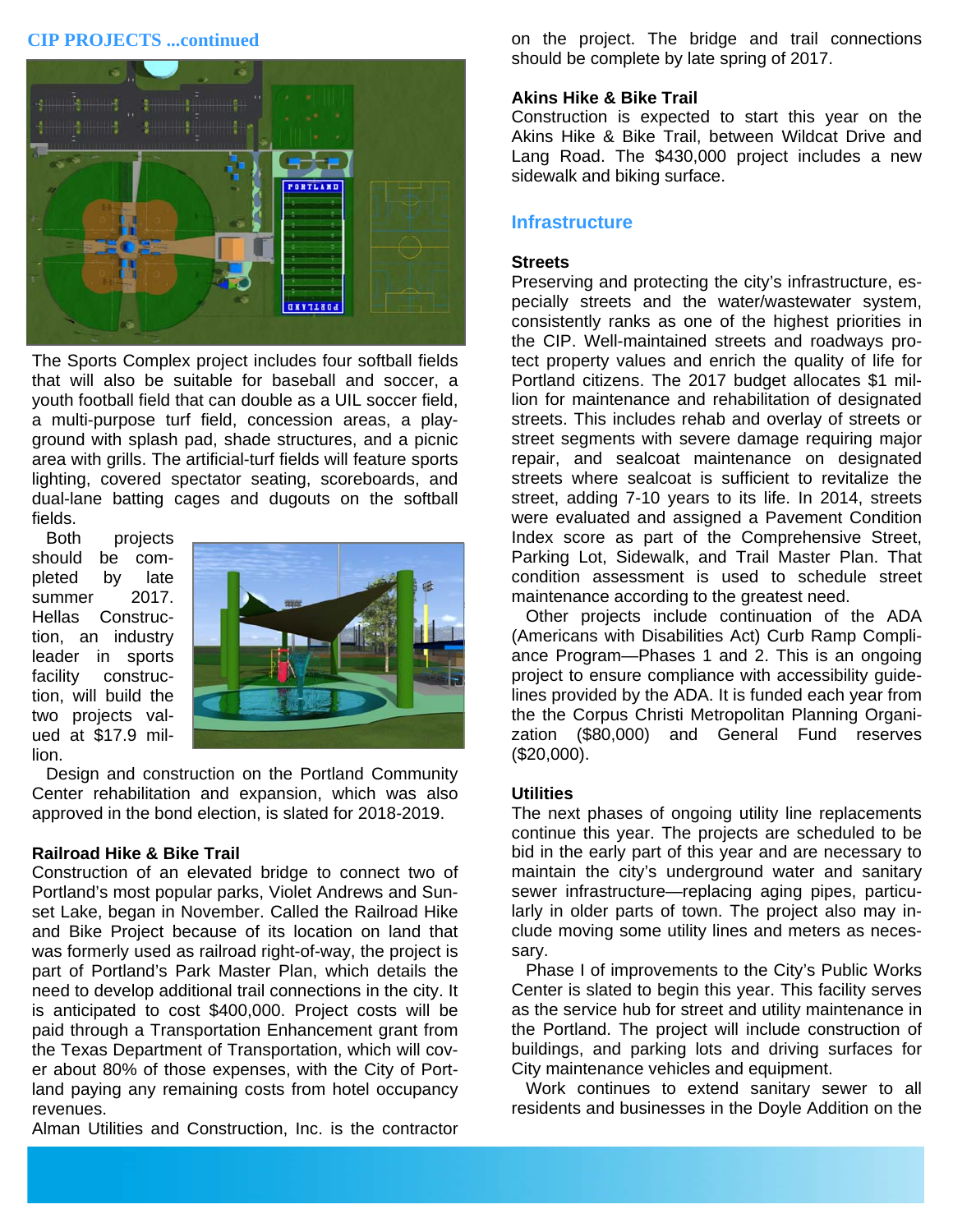## CIP PROJECTS ...continued

The Sports Complex project includes four softball fields that will also be suitable for baseball and soccer, a youth football field that can double as a UIL soccer field, a multi-purpose turf field, concession areas, a playground with splash pad, shade structures, and a picnic area with grills. The artificial-turf fields will feature sports lighting, covered spectator seating, scoreboards, and dual-lane batting cages and dugouts on the softball fields.

Both projects should be completed by late summer 2017. Hellas Construction, an industry leader in sports facility construction, will build the two projects valued at $17.9 million.

Design and construction on the Portland Community Center rehabilitation and expansion, which was also approved in the bond election, is slated for 2018-2019.

### Railroad Hike & Bike Trail

Construction of an elevated bridge to connect two of Portland's most popular parks, Violet Andrews and Sunset Lake, began in November. Called the Railroad Hike and Bike Project because of its location on land that was formerly used as railroad right-of-way, the project is part of Portland's Park Master Plan, which details the need to develop additional trail connections in the city. It is anticipated to cost $400,000. Project costs will be paid through a Transportation Enhancement grant from the Texas Department of Transportation, which will cover about 80% of those expenses, with the City of Portland paying any remaining costs from hotel occupancy revenues.

Alman Utilities and Construction, Inc. is the contractor on the project. The bridge and trail connections should be complete by late spring of 2017.

### Akins Hike & Bike Trail

Construction is expected to start this year on the Akins Hike & Bike Trail, between Wildcat Drive and Lang Road. The $430,000 project includes a new sidewalk and biking surface.

## Infrastructure

### Streets

Preserving and protecting the city's infrastructure, especially streets and the water/wastewater system, consistently ranks as one of the highest priorities in the CIP. Well-maintained streets and roadways protect property values and enrich the quality of life for Portland citizens. The 2017 budget allocates $1 million for maintenance and rehabilitation of designated streets. This includes rehab and overlay of streets or street segments with severe damage requiring major repair, and sealcoat maintenance on designated streets where sealcoat is sufficient to revitalize the street, adding 7-10 years to its life. In 2014, streets were evaluated and assigned a Pavement Condition Index score as part of the Comprehensive Street, Parking Lot, Sidewalk, and Trail Master Plan. That condition assessment is used to schedule street maintenance according to the greatest need.

Other projects include continuation of the ADA (Americans with Disabilities Act) Curb Ramp Compliance Program—Phases 1 and 2. This is an ongoing project to ensure compliance with accessibility guidelines provided by the ADA. It is funded each year from the the Corpus Christi Metropolitan Planning Organization ($80,000) and General Fund reserves ($20,000).

### Utilities

The next phases of ongoing utility line replacements continue this year. The projects are scheduled to be bid in the early part of this year and are necessary to maintain the city's underground water and sanitary sewer infrastructure—replacing aging pipes, particularly in older parts of town. The project also may include moving some utility lines and meters as necessary.

Phase I of improvements to the City's Public Works Center is slated to begin this year. This facility serves as the service hub for street and utility maintenance in the Portland. The project will include construction of buildings, and parking lots and driving surfaces for City maintenance vehicles and equipment.

Work continues to extend sanitary sewer to all residents and businesses in the Doyle Addition on the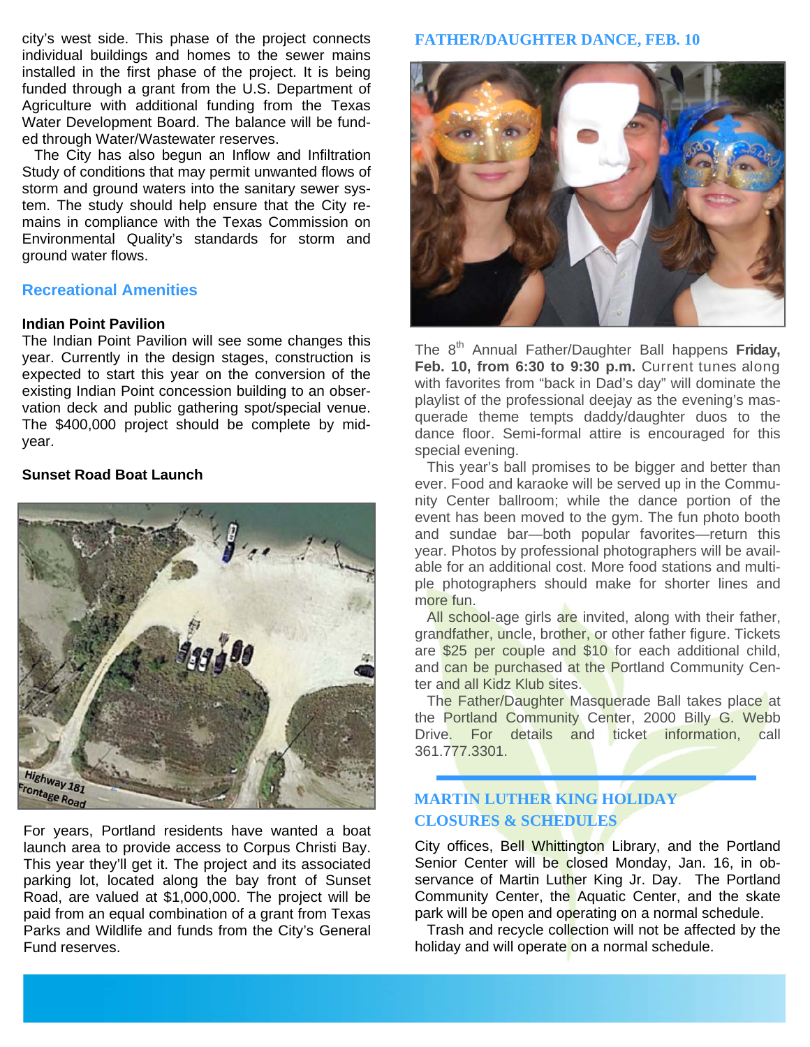city's west side. This phase of the project connects individual buildings and homes to the sewer mains installed in the first phase of the project. It is being funded through a grant from the U.S. Department of Agriculture with additional funding from the Texas Water Development Board. The balance will be funded through Water/Wastewater reserves.

The City has also begun an Inflow and Infiltration Study of conditions that may permit unwanted flows of storm and ground waters into the sanitary sewer system. The study should help ensure that the City remains in compliance with the Texas Commission on Environmental Quality's standards for storm and ground water flows.

## Recreational Amenities

### Indian Point Pavilion

The Indian Point Pavilion will see some changes this year. Currently in the design stages, construction is expected to start this year on the conversion of the existing Indian Point concession building to an observation deck and public gathering spot/special venue. The $400,000 project should be complete by mid-year.

### Sunset Road Boat Launch

Highway 181 Frontage Road

For years, Portland residents have wanted a boat launch area to provide access to Corpus Christi Bay. This year they'll get it. The project and its associated parking lot, located along the bay front of Sunset Road, are valued at $1,000,000. The project will be paid from an equal combination of a grant from Texas Parks and Wildlife and funds from the City's General Fund reserves.

## FATHER/DAUGHTER DANCE, FEB. 10

The 8th Annual Father/Daughter Ball happens **Friday, Feb. 10, from 6:30 to 9:30 p.m.** Current tunes along with favorites from "back in Dad's day" will dominate the playlist of the professional deejay as the evening's masquerade theme tempts daddy/daughter duos to the dance floor. Semi-formal attire is encouraged for this special evening.

This year's ball promises to be bigger and better than ever. Food and karaoke will be served up in the Community Center ballroom; while the dance portion of the event has been moved to the gym. The fun photo booth and sundae bar—both popular favorites—return this year. Photos by professional photographers will be available for an additional cost. More food stations and multiple photographers should make for shorter lines and more fun.

All school-age girls are invited, along with their father, grandfather, uncle, brother, or other father figure. Tickets are $25 per couple and $10 for each additional child, and can be purchased at the Portland Community Center and all Kidz Klub sites.

The Father/Daughter Masquerade Ball takes place at the Portland Community Center, 2000 Billy G. Webb Drive. For details and ticket information, call 361.777.3301.

## MARTIN LUTHER KING HOLIDAY CLOSURES & SCHEDULES

City offices, Bell Whittington Library, and the Portland Senior Center will be closed Monday, Jan. 16, in observance of Martin Luther King Jr. Day. The Portland Community Center, the Aquatic Center, and the skate park will be open and operating on a normal schedule.

Trash and recycle collection will not be affected by the holiday and will operate on a normal schedule.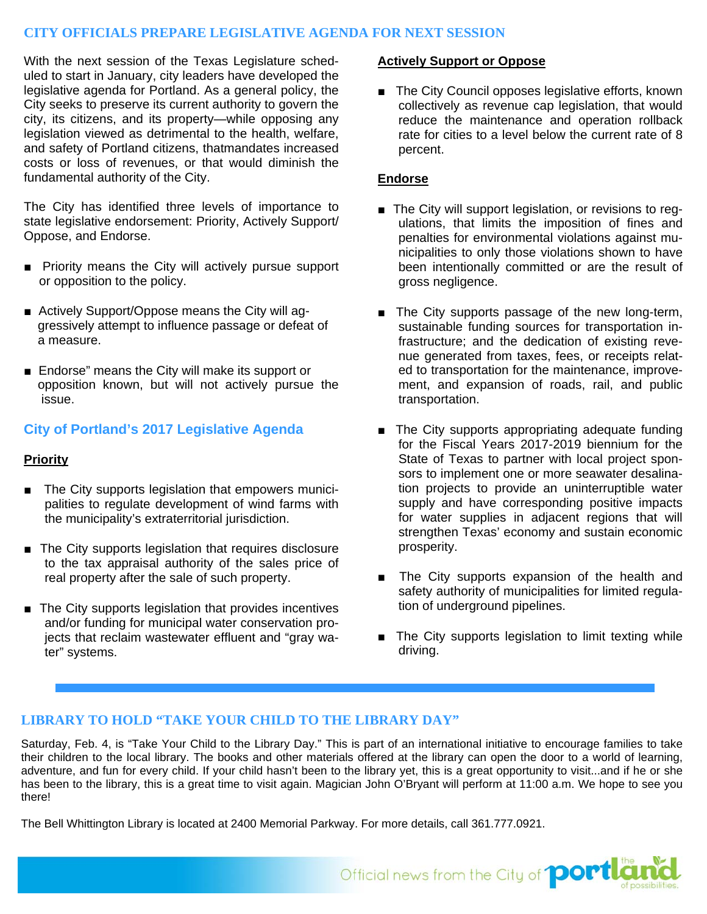## CITY OFFICIALS PREPARE LEGISLATIVE AGENDA FOR NEXT SESSION

With the next session of the Texas Legislature scheduled to start in January, city leaders have developed the legislative agenda for Portland. As a general policy, the City seeks to preserve its current authority to govern the city, its citizens, and its property—while opposing any legislation viewed as detrimental to the health, welfare, and safety of Portland citizens, thatmandates increased costs or loss of revenues, or that would diminish the fundamental authority of the City.

The City has identified three levels of importance to state legislative endorsement: Priority, Actively Support/Oppose, and Endorse.

- Priority means the City will actively pursue support or opposition to the policy.
- Actively Support/Oppose means the City will aggressively attempt to influence passage or defeat of a measure.
- Endorse" means the City will make its support or opposition known, but will not actively pursue the issue.

### City of Portland's 2017 Legislative Agenda

**Priority**

- The City supports legislation that empowers municipalities to regulate development of wind farms with the municipality's extraterritorial jurisdiction.
- The City supports legislation that requires disclosure to the tax appraisal authority of the sales price of real property after the sale of such property.
- The City supports legislation that provides incentives and/or funding for municipal water conservation projects that reclaim wastewater effluent and "gray water" systems.

**Actively Support or Oppose**

- The City Council opposes legislative efforts, known collectively as revenue cap legislation, that would reduce the maintenance and operation rollback rate for cities to a level below the current rate of 8 percent.

**Endorse**

- The City will support legislation, or revisions to regulations, that limits the imposition of fines and penalties for environmental violations against municipalities to only those violations shown to have been intentionally committed or are the result of gross negligence.
- The City supports passage of the new long-term, sustainable funding sources for transportation infrastructure; and the dedication of existing revenue generated from taxes, fees, or receipts related to transportation for the maintenance, improvement, and expansion of roads, rail, and public transportation.
- The City supports appropriating adequate funding for the Fiscal Years 2017-2019 biennium for the State of Texas to partner with local project sponsors to implement one or more seawater desalination projects to provide an uninterruptible water supply and have corresponding positive impacts for water supplies in adjacent regions that will strengthen Texas' economy and sustain economic prosperity.
- The City supports expansion of the health and safety authority of municipalities for limited regulation of underground pipelines.
- The City supports legislation to limit texting while driving.

## LIBRARY TO HOLD "TAKE YOUR CHILD TO THE LIBRARY DAY"

Saturday, Feb. 4, is "Take Your Child to the Library Day." This is part of an international initiative to encourage families to take their children to the local library. The books and other materials offered at the library can open the door to a world of learning, adventure, and fun for every child. If your child hasn't been to the library yet, this is a great opportunity to visit...and if he or she has been to the library, this is a great time to visit again. Magician John O'Bryant will perform at 11:00 a.m. We hope to see you there!

The Bell Whittington Library is located at 2400 Memorial Parkway. For more details, call 361.777.0921.